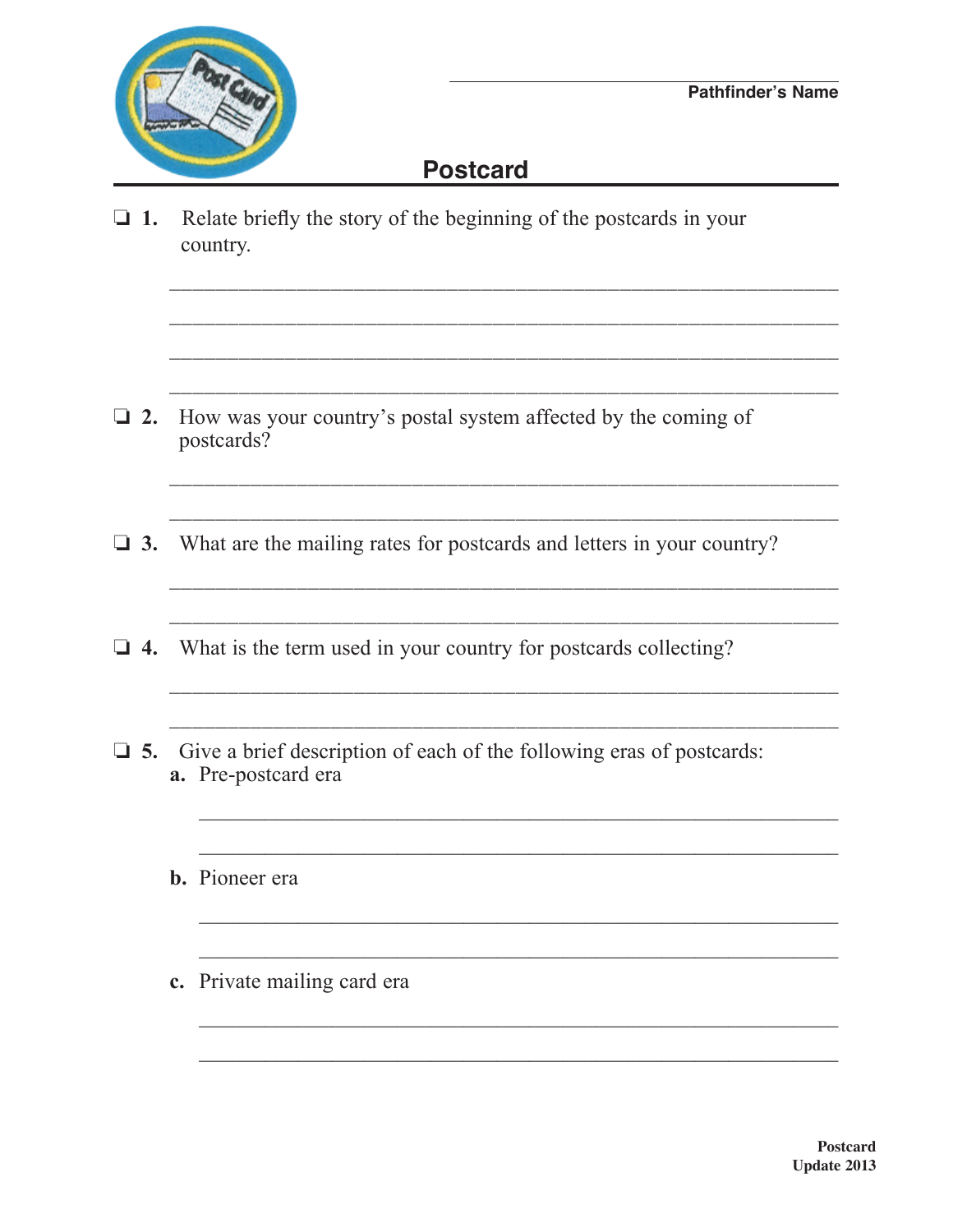Pathfinder's Name

# Postcard

❏ **1.** Relate briefly the story of the beginning of the postcards in your country.

❏ **2.** How was your country's postal system affected by the coming of postcards?

❏ **3.** What are the mailing rates for postcards and letters in your country?

❏ **4.** What is the term used in your country for postcards collecting?

❏ **5.** Give a brief description of each of the following eras of postcards:

**a.** Pre-postcard era

**b.** Pioneer era

**c.** Private mailing card era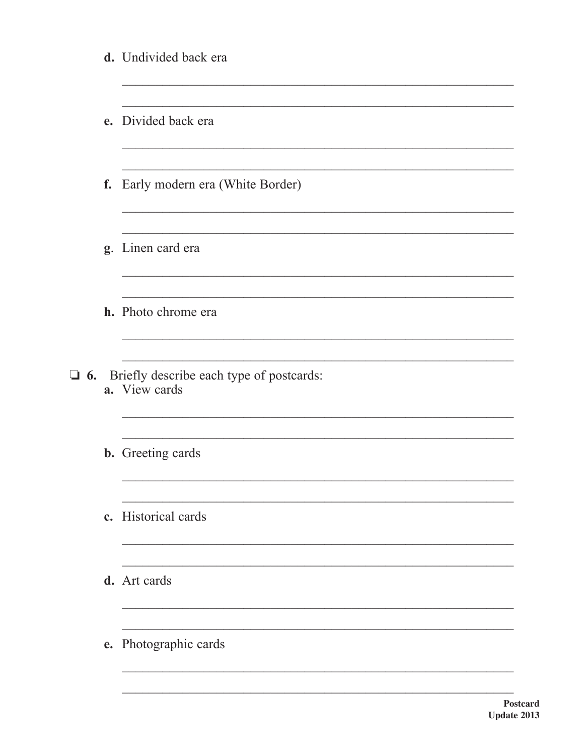d. Undivided back era

______________________________________________________________

______________________________________________________________

e. Divided back era

______________________________________________________________

______________________________________________________________

f. Early modern era (White Border)

______________________________________________________________

______________________________________________________________

g. Linen card era

______________________________________________________________

______________________________________________________________

h. Photo chrome era

______________________________________________________________

______________________________________________________________

❏ 6. Briefly describe each type of postcards:

a. View cards

______________________________________________________________

______________________________________________________________

b. Greeting cards

______________________________________________________________

______________________________________________________________

c. Historical cards

______________________________________________________________

______________________________________________________________

d. Art cards

______________________________________________________________

______________________________________________________________

e. Photographic cards

______________________________________________________________

______________________________________________________________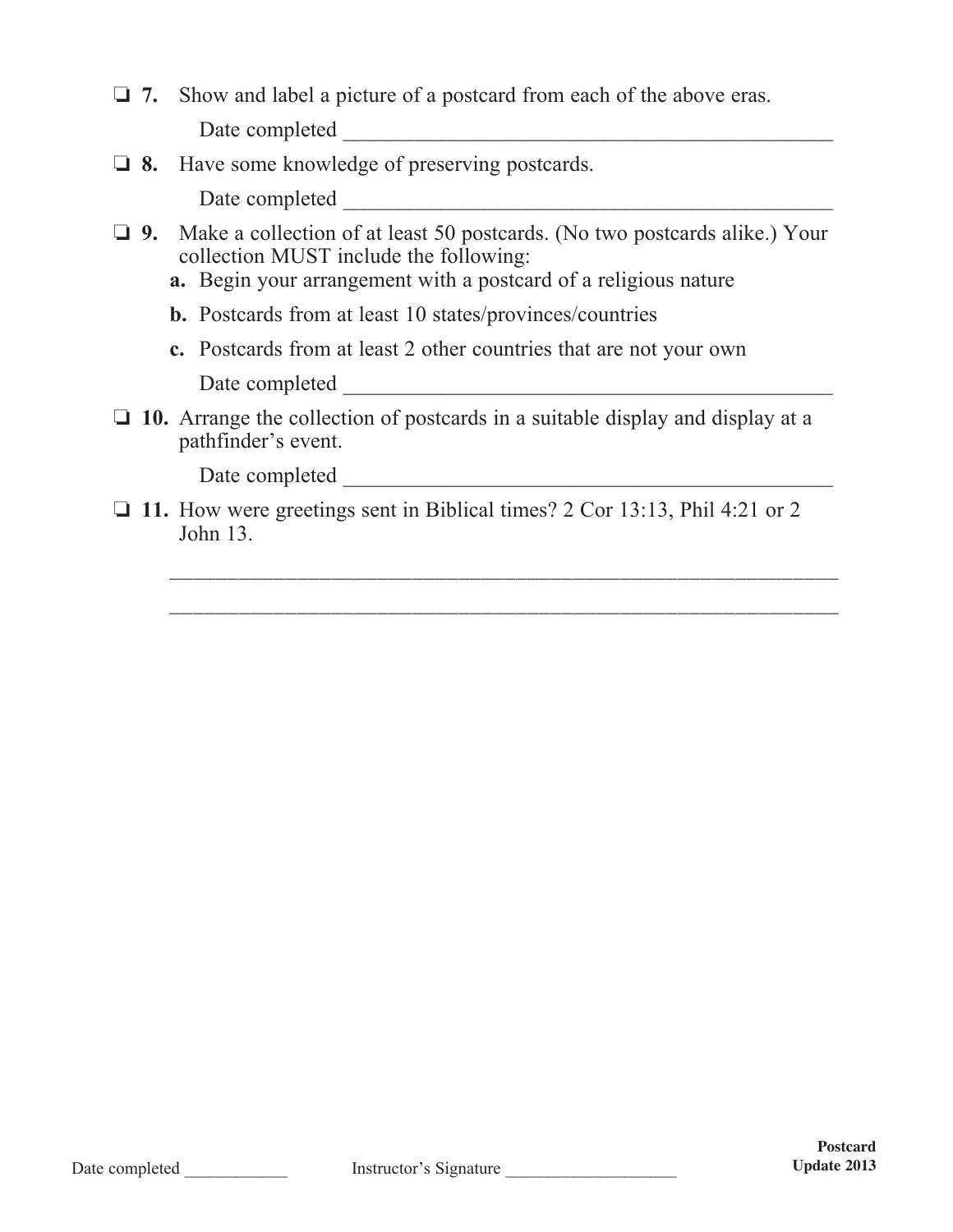- ❏ **7.** Show and label a picture of a postcard from each of the above eras.

  Date completed ______________________________________________

- ❏ **8.** Have some knowledge of preserving postcards.

  Date completed ______________________________________________

- ❏ **9.** Make a collection of at least 50 postcards. (No two postcards alike.) Your collection MUST include the following:
  - **a.** Begin your arrangement with a postcard of a religious nature
  - **b.** Postcards from at least 10 states/provinces/countries
  - **c.** Postcards from at least 2 other countries that are not your own

  Date completed ______________________________________________

- ❏ **10.** Arrange the collection of postcards in a suitable display and display at a pathfinder's event.

  Date completed ______________________________________________

- ❏ **11.** How were greetings sent in Biblical times? 2 Cor 13:13, Phil 4:21 or 2 John 13.

  ______________________________________________________________

  ______________________________________________________________

Date completed ____________ Instructor's Signature ___________________

**Postcard**
**Update 2013**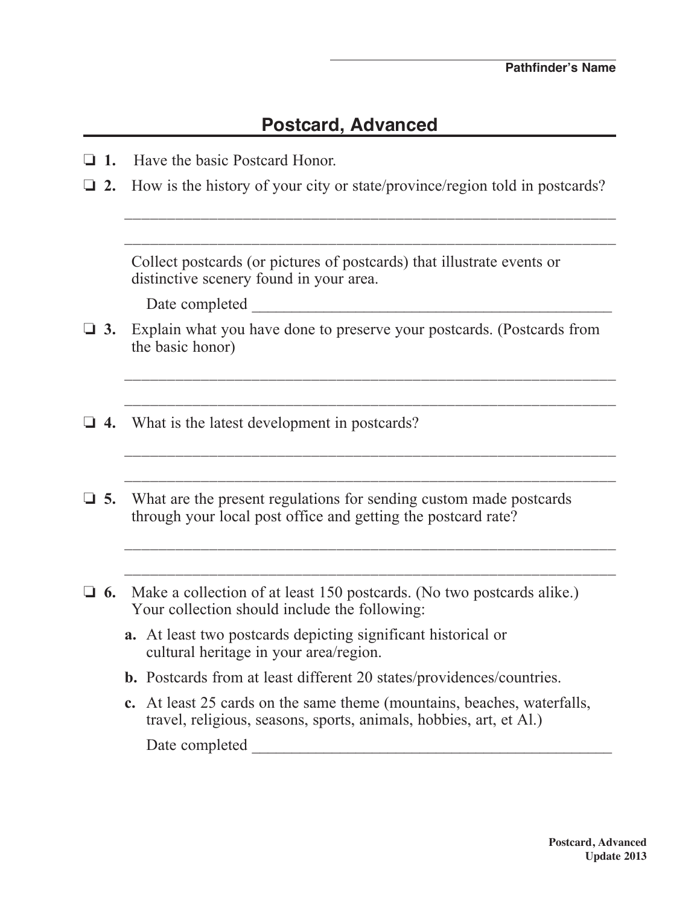\_\_\_\_\_\_\_\_\_\_\_\_\_\_\_\_\_\_\_\_\_\_\_\_\_\_\_\_\_\_\_\_\_\_
**Pathfinder's Name**

# Postcard, Advanced

- ❑ **1.** Have the basic Postcard Honor.
- ❑ **2.** How is the history of your city or state/province/region told in postcards?

  \_\_\_\_\_\_\_\_\_\_\_\_\_\_\_\_\_\_\_\_\_\_\_\_\_\_\_\_\_\_\_\_\_\_\_\_\_\_\_\_\_\_\_\_\_\_\_\_\_\_\_\_\_\_\_\_\_\_\_\_\_\_

  \_\_\_\_\_\_\_\_\_\_\_\_\_\_\_\_\_\_\_\_\_\_\_\_\_\_\_\_\_\_\_\_\_\_\_\_\_\_\_\_\_\_\_\_\_\_\_\_\_\_\_\_\_\_\_\_\_\_\_\_\_\_

  Collect postcards (or pictures of postcards) that illustrate events or distinctive scenery found in your area.

  Date completed \_\_\_\_\_\_\_\_\_\_\_\_\_\_\_\_\_\_\_\_\_\_\_\_\_\_\_\_\_\_\_\_\_\_\_\_\_\_\_\_\_\_\_\_\_\_

- ❑ **3.** Explain what you have done to preserve your postcards. (Postcards from the basic honor)

  \_\_\_\_\_\_\_\_\_\_\_\_\_\_\_\_\_\_\_\_\_\_\_\_\_\_\_\_\_\_\_\_\_\_\_\_\_\_\_\_\_\_\_\_\_\_\_\_\_\_\_\_\_\_\_\_\_\_\_\_\_\_

  \_\_\_\_\_\_\_\_\_\_\_\_\_\_\_\_\_\_\_\_\_\_\_\_\_\_\_\_\_\_\_\_\_\_\_\_\_\_\_\_\_\_\_\_\_\_\_\_\_\_\_\_\_\_\_\_\_\_\_\_\_\_

- ❑ **4.** What is the latest development in postcards?

  \_\_\_\_\_\_\_\_\_\_\_\_\_\_\_\_\_\_\_\_\_\_\_\_\_\_\_\_\_\_\_\_\_\_\_\_\_\_\_\_\_\_\_\_\_\_\_\_\_\_\_\_\_\_\_\_\_\_\_\_\_\_

  \_\_\_\_\_\_\_\_\_\_\_\_\_\_\_\_\_\_\_\_\_\_\_\_\_\_\_\_\_\_\_\_\_\_\_\_\_\_\_\_\_\_\_\_\_\_\_\_\_\_\_\_\_\_\_\_\_\_\_\_\_\_

- ❑ **5.** What are the present regulations for sending custom made postcards through your local post office and getting the postcard rate?

  \_\_\_\_\_\_\_\_\_\_\_\_\_\_\_\_\_\_\_\_\_\_\_\_\_\_\_\_\_\_\_\_\_\_\_\_\_\_\_\_\_\_\_\_\_\_\_\_\_\_\_\_\_\_\_\_\_\_\_\_\_\_

  \_\_\_\_\_\_\_\_\_\_\_\_\_\_\_\_\_\_\_\_\_\_\_\_\_\_\_\_\_\_\_\_\_\_\_\_\_\_\_\_\_\_\_\_\_\_\_\_\_\_\_\_\_\_\_\_\_\_\_\_\_\_

- ❑ **6.** Make a collection of at least 150 postcards. (No two postcards alike.) Your collection should include the following:
  - **a.** At least two postcards depicting significant historical or cultural heritage in your area/region.
  - **b.** Postcards from at least different 20 states/providences/countries.
  - **c.** At least 25 cards on the same theme (mountains, beaches, waterfalls, travel, religious, seasons, sports, animals, hobbies, art, et Al.)

  Date completed \_\_\_\_\_\_\_\_\_\_\_\_\_\_\_\_\_\_\_\_\_\_\_\_\_\_\_\_\_\_\_\_\_\_\_\_\_\_\_\_\_\_\_\_\_\_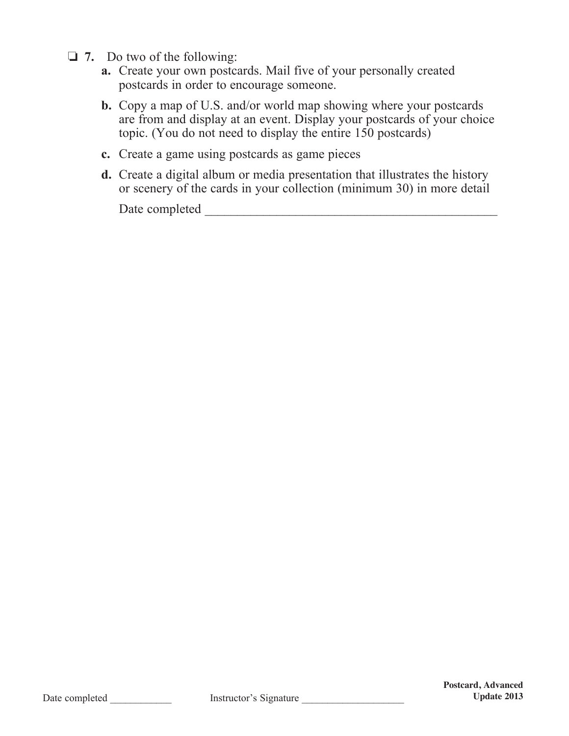❏ **7.** Do two of the following:

**a.** Create your own postcards. Mail five of your personally created postcards in order to encourage someone.

**b.** Copy a map of U.S. and/or world map showing where your postcards are from and display at an event. Display your postcards of your choice topic. (You do not need to display the entire 150 postcards)

**c.** Create a game using postcards as game pieces

**d.** Create a digital album or media presentation that illustrates the history or scenery of the cards in your collection (minimum 30) in more detail

Date completed ______________________________________________

Date completed ____________ Instructor's Signature ____________________

**Postcard, Advanced**
**Update 2013**